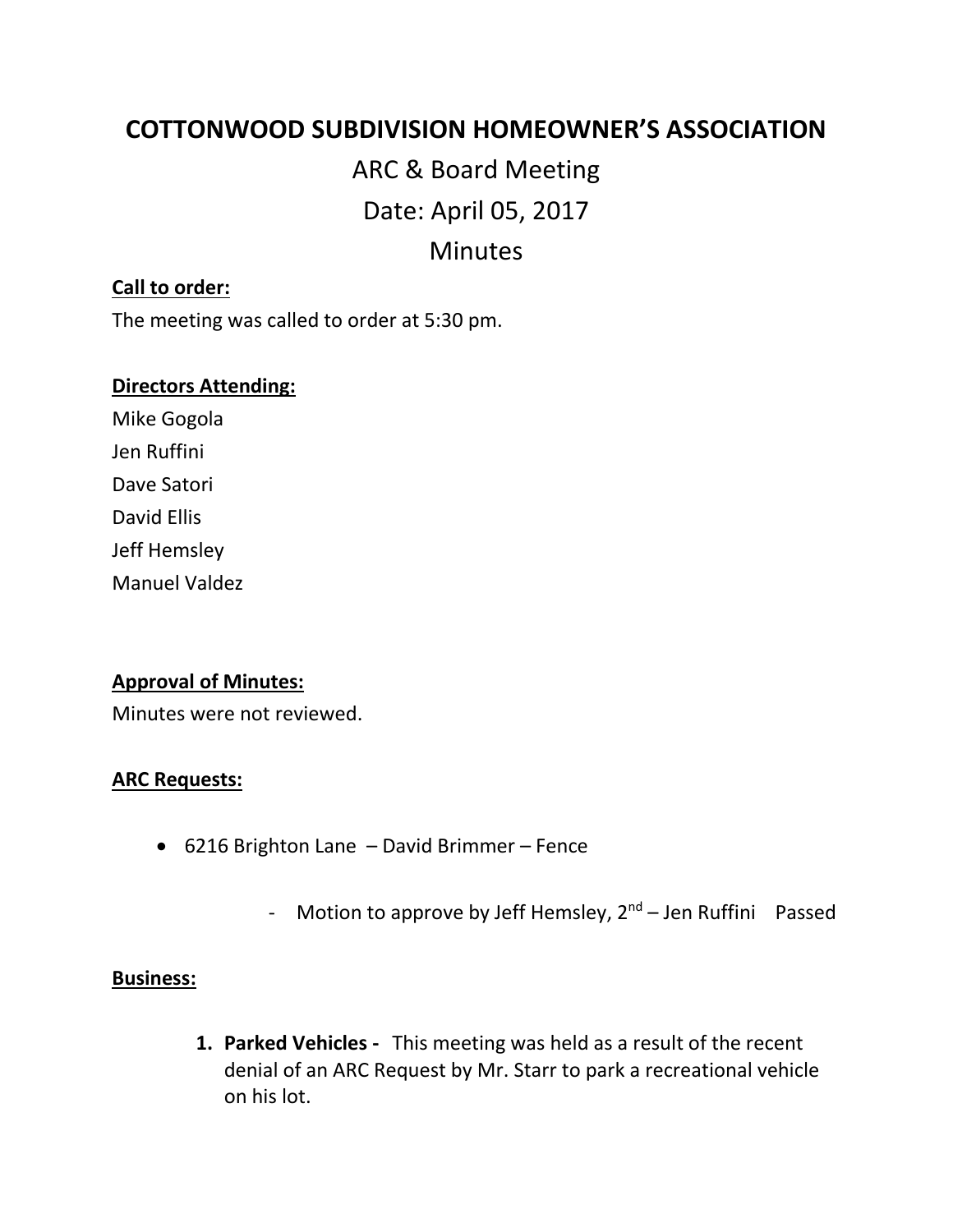# COTTONWOOD SUBDIVISION HOMEOWNER'S ASSOCIATION

## ARC & Board Meeting

## Date: April 05, 2017

## Minutes

**Call to order:**

The meeting was called to order at 5:30 pm.

**Directors Attending:**

Mike Gogola
Jen Ruffini
Dave Satori
David Ellis
Jeff Hemsley
Manuel Valdez

**Approval of Minutes:**

Minutes were not reviewed.

**ARC Requests:**

- 6216 Brighton Lane – David Brimmer – Fence
  - Motion to approve by Jeff Hemsley, 2nd – Jen Ruffini Passed

**Business:**

1. **Parked Vehicles -** This meeting was held as a result of the recent denial of an ARC Request by Mr. Starr to park a recreational vehicle on his lot.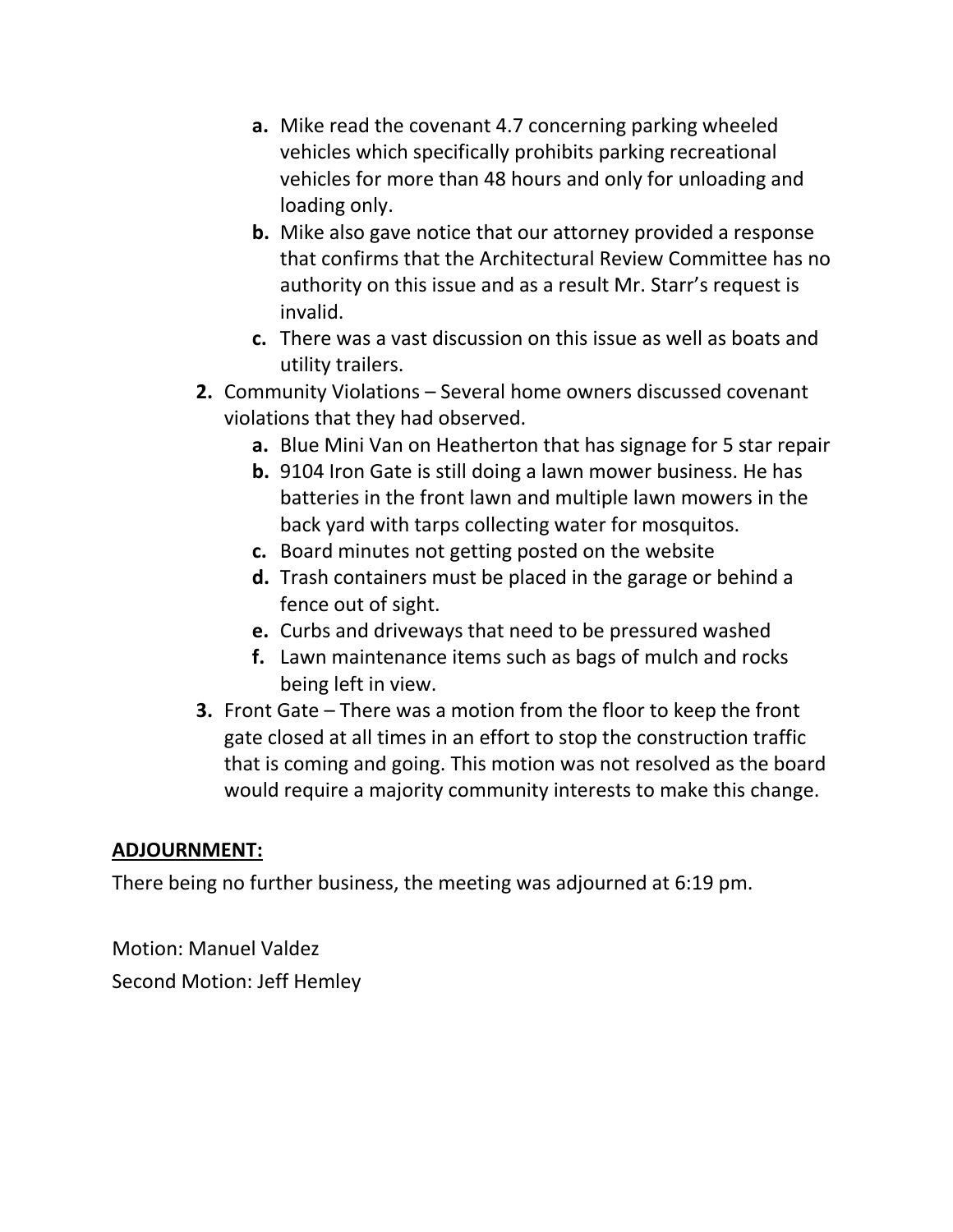a. Mike read the covenant 4.7 concerning parking wheeled vehicles which specifically prohibits parking recreational vehicles for more than 48 hours and only for unloading and loading only.
   b. Mike also gave notice that our attorney provided a response that confirms that the Architectural Review Committee has no authority on this issue and as a result Mr. Starr's request is invalid.
   c. There was a vast discussion on this issue as well as boats and utility trailers.
2. Community Violations – Several home owners discussed covenant violations that they had observed.
   a. Blue Mini Van on Heatherton that has signage for 5 star repair
   b. 9104 Iron Gate is still doing a lawn mower business. He has batteries in the front lawn and multiple lawn mowers in the back yard with tarps collecting water for mosquitos.
   c. Board minutes not getting posted on the website
   d. Trash containers must be placed in the garage or behind a fence out of sight.
   e. Curbs and driveways that need to be pressured washed
   f. Lawn maintenance items such as bags of mulch and rocks being left in view.
3. Front Gate – There was a motion from the floor to keep the front gate closed at all times in an effort to stop the construction traffic that is coming and going. This motion was not resolved as the board would require a majority community interests to make this change.

**ADJOURNMENT:**

There being no further business, the meeting was adjourned at 6:19 pm.

Motion: Manuel Valdez

Second Motion: Jeff Hemley